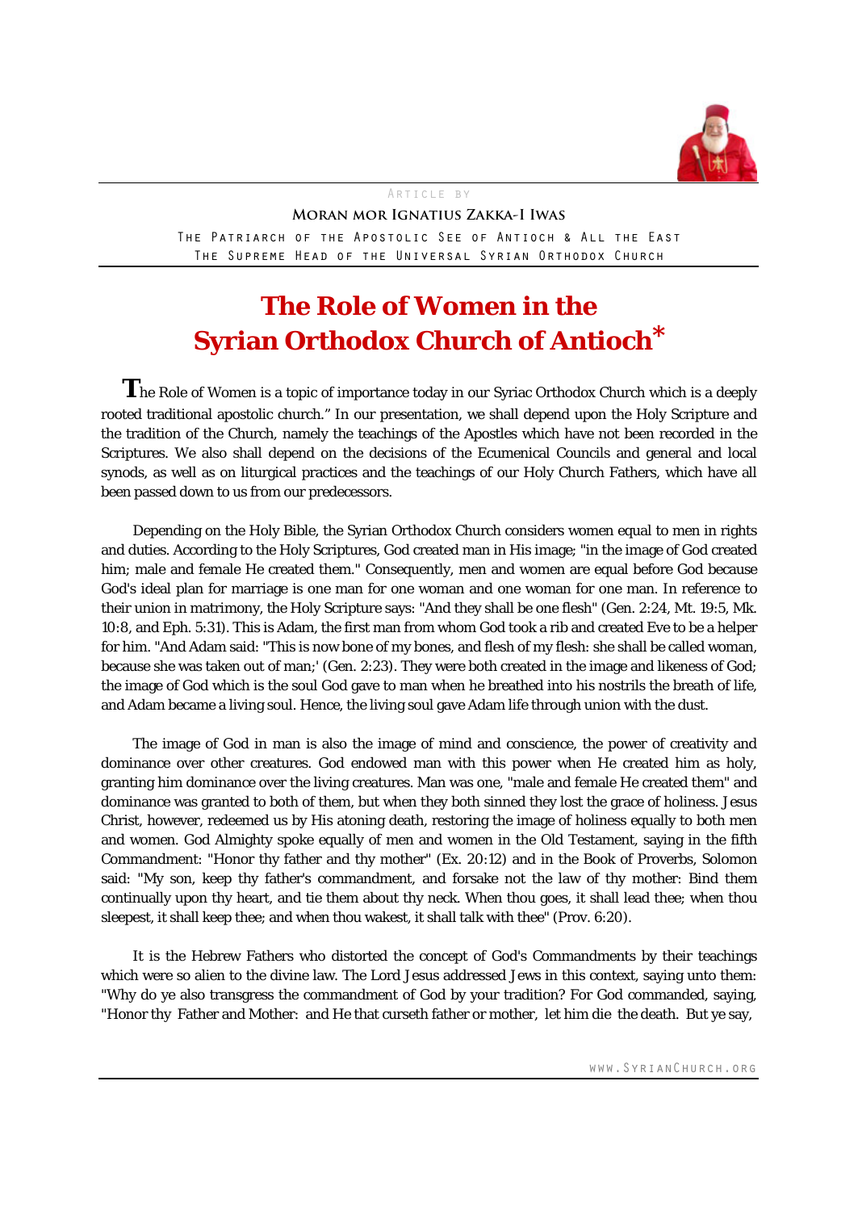Article by

**Moran mor Ignatius Zakka-I Iwas**

The Patriarch of the Apostolic See of Antioch & All the East
The Supreme Head of the Universal Syrian Orthodox Church

# The Role of Women in the Syrian Orthodox Church of Antioch*

The Role of Women is a topic of importance today in our Syriac Orthodox Church which is a deeply rooted traditional apostolic church." In our presentation, we shall depend upon the Holy Scripture and the tradition of the Church, namely the teachings of the Apostles which have not been recorded in the Scriptures. We also shall depend on the decisions of the Ecumenical Councils and general and local synods, as well as on liturgical practices and the teachings of our Holy Church Fathers, which have all been passed down to us from our predecessors.

Depending on the Holy Bible, the Syrian Orthodox Church considers women equal to men in rights and duties. According to the Holy Scriptures, God created man in His image; "in the image of God created him; male and female He created them." Consequently, men and women are equal before God because God's ideal plan for marriage is one man for one woman and one woman for one man. In reference to their union in matrimony, the Holy Scripture says: "And they shall be one flesh" (Gen. 2:24, Mt. 19:5, Mk. 10:8, and Eph. 5:31). This is Adam, the first man from whom God took a rib and created Eve to be a helper for him. "And Adam said: "This is now bone of my bones, and flesh of my flesh: she shall be called woman, because she was taken out of man;' (Gen. 2:23). They were both created in the image and likeness of God; the image of God which is the soul God gave to man when he breathed into his nostrils the breath of life, and Adam became a living soul. Hence, the living soul gave Adam life through union with the dust.

The image of God in man is also the image of mind and conscience, the power of creativity and dominance over other creatures. God endowed man with this power when He created him as holy, granting him dominance over the living creatures. Man was one, "male and female He created them" and dominance was granted to both of them, but when they both sinned they lost the grace of holiness. Jesus Christ, however, redeemed us by His atoning death, restoring the image of holiness equally to both men and women. God Almighty spoke equally of men and women in the Old Testament, saying in the fifth Commandment: "Honor thy father and thy mother" (Ex. 20:12) and in the Book of Proverbs, Solomon said: "My son, keep thy father's commandment, and forsake not the law of thy mother: Bind them continually upon thy heart, and tie them about thy neck. When thou goes, it shall lead thee; when thou sleepest, it shall keep thee; and when thou wakest, it shall talk with thee" (Prov. 6:20).

It is the Hebrew Fathers who distorted the concept of God's Commandments by their teachings which were so alien to the divine law. The Lord Jesus addressed Jews in this context, saying unto them: "Why do ye also transgress the commandment of God by your tradition? For God commanded, saying, "Honor thy Father and Mother: and He that curseth father or mother, let him die the death. But ye say,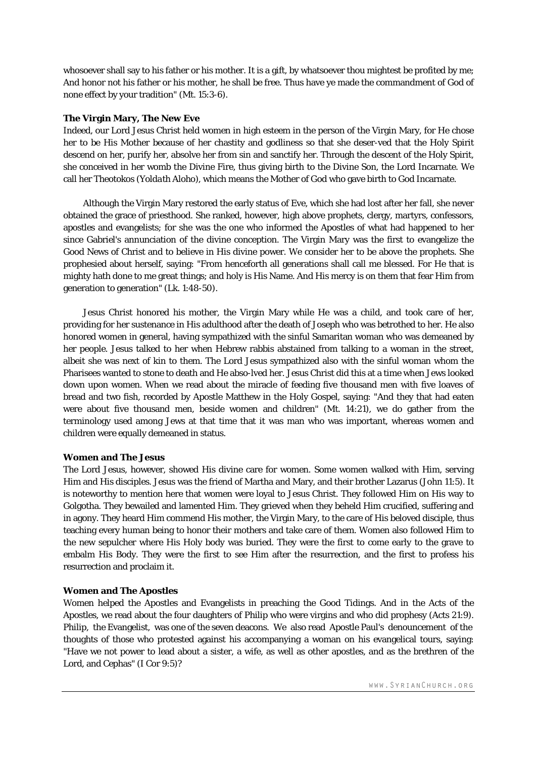whosoever shall say to his father or his mother. It is a gift, by whatsoever thou mightest be profited by me; And honor not his father or his mother, he shall be free. Thus have ye made the commandment of God of none effect by your tradition" (Mt. 15:3-6).

**The Virgin Mary, The New Eve**

Indeed, our Lord Jesus Christ held women in high esteem in the person of the Virgin Mary, for He chose her to be His Mother because of her chastity and godliness so that she deser-ved that the Holy Spirit descend on her, purify her, absolve her from sin and sanctify her. Through the descent of the Holy Spirit, she conceived in her womb the Divine Fire, thus giving birth to the Divine Son, the Lord Incarnate. We call her Theotokos (*Yoldath* Aloho), which means the Mother of God who gave birth to God Incarnate.

Although the Virgin Mary restored the early status of Eve, which she had lost after her fall, she never obtained the grace of priesthood. She ranked, however, high above prophets, clergy, martyrs, confessors, apostles and evangelists; for she was the one who informed the Apostles of what had happened to her since Gabriel's annunciation of the divine conception. The Virgin Mary was the first to evangelize the Good News of Christ and to believe in His divine power. We consider her to be above the prophets. She prophesied about herself, saying: "From henceforth all generations shall call me blessed. For He that is mighty hath done to me great things; and holy is His Name. And His mercy is on them that fear Him from generation to generation" (Lk. 1:48-50).

Jesus Christ honored his mother, the Virgin Mary while He was a child, and took care of her, providing for her sustenance in His adulthood after the death of Joseph who was betrothed to her. He also honored women in general, having sympathized with the sinful Samaritan woman who was demeaned by her people. Jesus talked to her when Hebrew rabbis abstained from talking to a woman in the street, albeit she was next of kin to them. The Lord Jesus sympathized also with the sinful woman whom the Pharisees wanted to stone to death and He abso-lved her. Jesus Christ did this at a time when Jews looked down upon women. When we read about the miracle of feeding five thousand men with five loaves of bread and two fish, recorded by Apostle Matthew in the Holy Gospel, saying: "And they that had eaten were about five thousand men, beside women and children" (Mt. 14:21), we do gather from the terminology used among Jews at that time that it was man who was important, whereas women and children were equally demeaned in status.

**Women and The Jesus**

The Lord Jesus, however, showed His divine care for women. Some women walked with Him, serving Him and His disciples. Jesus was the friend of Martha and Mary, and their brother Lazarus (John 11:5). It is noteworthy to mention here that women were loyal to Jesus Christ. They followed Him on His way to Golgotha. They bewailed and lamented Him. They grieved when they beheld Him crucified, suffering and in agony. They heard Him commend His mother, the Virgin Mary, to the care of His beloved disciple, thus teaching every human being to honor their mothers and take care of them. Women also followed Him to the new sepulcher where His Holy body was buried. They were the first to come early to the grave to embalm His Body. They were the first to see Him after the resurrection, and the first to profess his resurrection and proclaim it.

**Women and The Apostles**

Women helped the Apostles and Evangelists in preaching the Good Tidings. And in the Acts of the Apostles, we read about the four daughters of Philip who were virgins and who did prophesy (Acts 21:9). Philip, the Evangelist, was one of the seven deacons. We also read Apostle Paul's denouncement of the thoughts of those who protested against his accompanying a woman on his evangelical tours, saying: "Have we not power to lead about a sister, a wife, as well as other apostles, and as the brethren of the Lord, and Cephas" (I Cor 9:5)?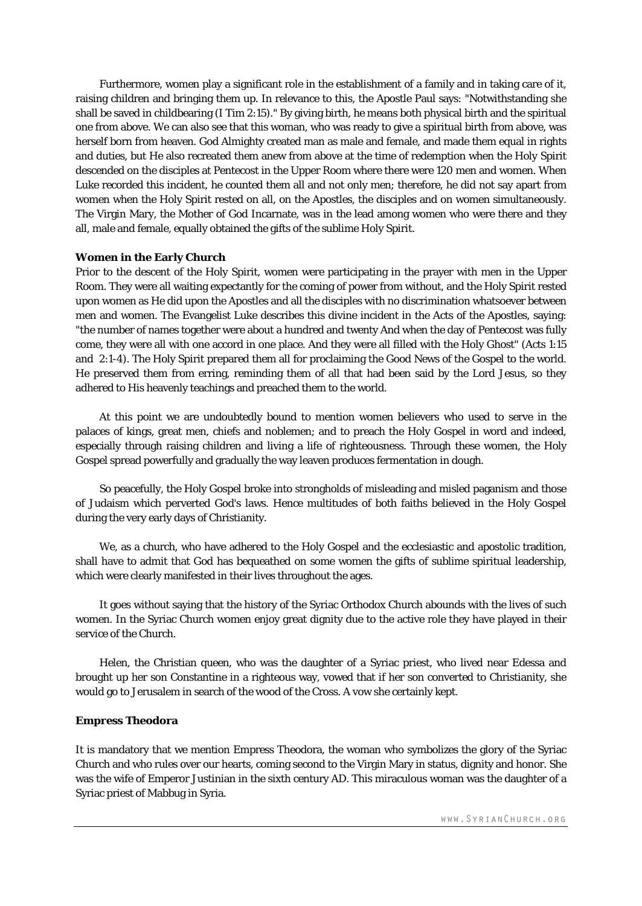Furthermore, women play a significant role in the establishment of a family and in taking care of it, raising children and bringing them up. In relevance to this, the Apostle Paul says: "Notwithstanding she shall be saved in childbearing (I Tim 2:15)." By giving birth, he means both physical birth and the spiritual one from above. We can also see that this woman, who was ready to give a spiritual birth from above, was herself born from heaven. God Almighty created man as male and female, and made them equal in rights and duties, but He also recreated them anew from above at the time of redemption when the Holy Spirit descended on the disciples at Pentecost in the Upper Room where there were 120 men and women. When Luke recorded this incident, he counted them all and not only men; therefore, he did not say apart from women when the Holy Spirit rested on all, on the Apostles, the disciples and on women simultaneously. The Virgin Mary, the Mother of God Incarnate, was in the lead among women who were there and they all, male and female, equally obtained the gifts of the sublime Holy Spirit.

**Women in the Early Church**

Prior to the descent of the Holy Spirit, women were participating in the prayer with men in the Upper Room. They were all waiting expectantly for the coming of power from without, and the Holy Spirit rested upon women as He did upon the Apostles and all the disciples with no discrimination whatsoever between men and women. The Evangelist Luke describes this divine incident in the Acts of the Apostles, saying: "the number of names together were about a hundred and twenty And when the day of Pentecost was fully come, they were all with one accord in one place. And they were all filled with the Holy Ghost" (Acts 1:15 and 2:1-4). The Holy Spirit prepared them all for proclaiming the Good News of the Gospel to the world. He preserved them from erring, reminding them of all that had been said by the Lord Jesus, so they adhered to His heavenly teachings and preached them to the world.

At this point we are undoubtedly bound to mention women believers who used to serve in the palaces of kings, great men, chiefs and noblemen; and to preach the Holy Gospel in word and indeed, especially through raising children and living a life of righteousness. Through these women, the Holy Gospel spread powerfully and gradually the way leaven produces fermentation in dough.

So peacefully, the Holy Gospel broke into strongholds of misleading and misled paganism and those of Judaism which perverted God's laws. Hence multitudes of both faiths believed in the Holy Gospel during the very early days of Christianity.

We, as a church, who have adhered to the Holy Gospel and the ecclesiastic and apostolic tradition, shall have to admit that God has bequeathed on some women the gifts of sublime spiritual leadership, which were clearly manifested in their lives throughout the ages.

It goes without saying that the history of the Syriac Orthodox Church abounds with the lives of such women. In the Syriac Church women enjoy great dignity due to the active role they have played in their service of the Church.

Helen, the Christian queen, who was the daughter of a Syriac priest, who lived near Edessa and brought up her son Constantine in a righteous way, vowed that if her son converted to Christianity, she would go to Jerusalem in search of the wood of the Cross. A vow she certainly kept.

**Empress Theodora**

It is mandatory that we mention Empress Theodora, the woman who symbolizes the glory of the Syriac Church and who rules over our hearts, coming second to the Virgin Mary in status, dignity and honor. She was the wife of Emperor Justinian in the sixth century AD. This miraculous woman was the daughter of a Syriac priest of Mabbug in Syria.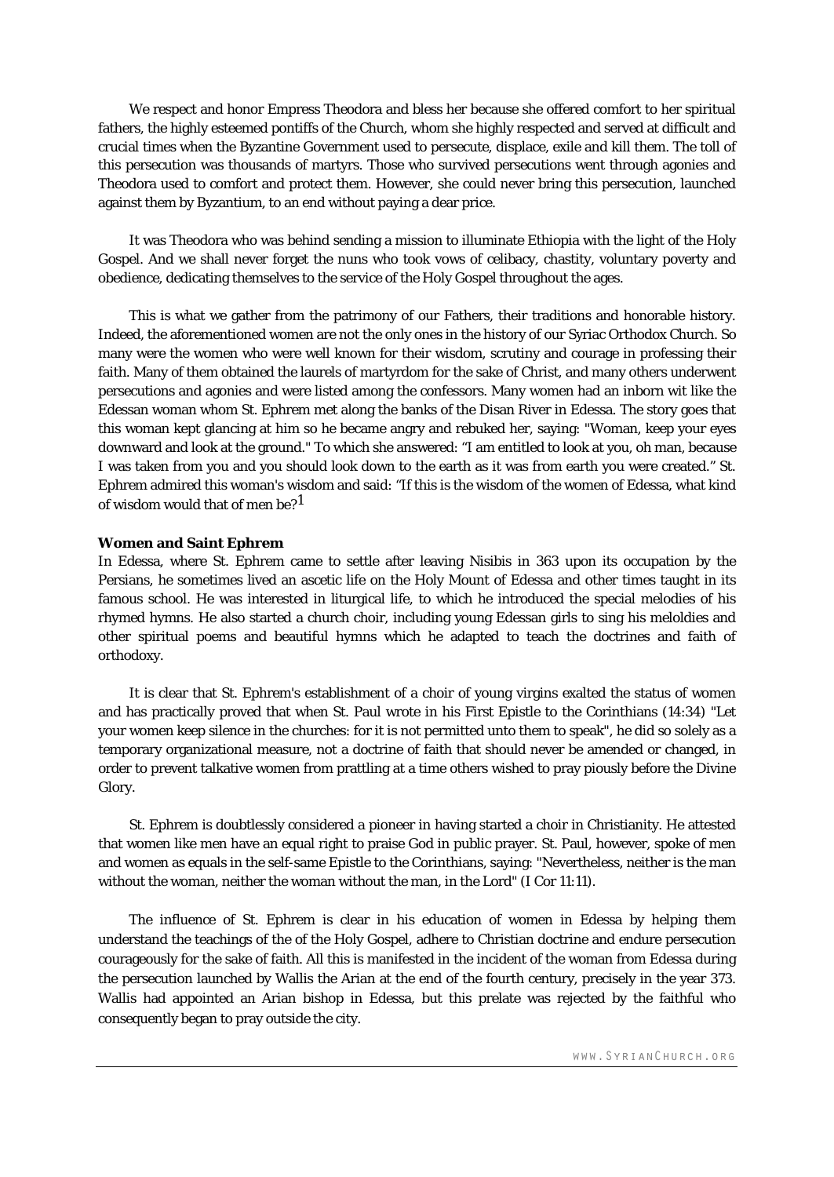We respect and honor Empress Theodora and bless her because she offered comfort to her spiritual fathers, the highly esteemed pontiffs of the Church, whom she highly respected and served at difficult and crucial times when the Byzantine Government used to persecute, displace, exile and kill them. The toll of this persecution was thousands of martyrs. Those who survived persecutions went through agonies and Theodora used to comfort and protect them. However, she could never bring this persecution, launched against them by Byzantium, to an end without paying a dear price.

It was Theodora who was behind sending a mission to illuminate Ethiopia with the light of the Holy Gospel. And we shall never forget the nuns who took vows of celibacy, chastity, voluntary poverty and obedience, dedicating themselves to the service of the Holy Gospel throughout the ages.

This is what we gather from the patrimony of our Fathers, their traditions and honorable history. Indeed, the aforementioned women are not the only ones in the history of our Syriac Orthodox Church. So many were the women who were well known for their wisdom, scrutiny and courage in professing their faith. Many of them obtained the laurels of martyrdom for the sake of Christ, and many others underwent persecutions and agonies and were listed among the confessors. Many women had an inborn wit like the Edessan woman whom St. Ephrem met along the banks of the Disan River in Edessa. The story goes that this woman kept glancing at him so he became angry and rebuked her, saying: "Woman, keep your eyes downward and look at the ground." To which she answered: "I am entitled to look at you, oh man, because I was taken from you and you should look down to the earth as it was from earth you were created." St. Ephrem admired this woman's wisdom and said: "If this is the wisdom of the women of Edessa, what kind of wisdom would that of men be?[1]

**Women and Saint Ephrem**

In Edessa, where St. Ephrem came to settle after leaving Nisibis in 363 upon its occupation by the Persians, he sometimes lived an ascetic life on the Holy Mount of Edessa and other times taught in its famous school. He was interested in liturgical life, to which he introduced the special melodies of his rhymed hymns. He also started a church choir, including young Edessan girls to sing his meloldies and other spiritual poems and beautiful hymns which he adapted to teach the doctrines and faith of orthodoxy.

It is clear that St. Ephrem's establishment of a choir of young virgins exalted the status of women and has practically proved that when St. Paul wrote in his First Epistle to the Corinthians (14:34) "Let your women keep silence in the churches: for it is not permitted unto them to speak", he did so solely as a temporary organizational measure, not a doctrine of faith that should never be amended or changed, in order to prevent talkative women from prattling at a time others wished to pray piously before the Divine Glory.

St. Ephrem is doubtlessly considered a pioneer in having started a choir in Christianity. He attested that women like men have an equal right to praise God in public prayer. St. Paul, however, spoke of men and women as equals in the self-same Epistle to the Corinthians, saying: "Nevertheless, neither is the man without the woman, neither the woman without the man, in the Lord" (I Cor 11:11).

The influence of St. Ephrem is clear in his education of women in Edessa by helping them understand the teachings of the of the Holy Gospel, adhere to Christian doctrine and endure persecution courageously for the sake of faith. All this is manifested in the incident of the woman from Edessa during the persecution launched by Wallis the Arian at the end of the fourth century, precisely in the year 373. Wallis had appointed an Arian bishop in Edessa, but this prelate was rejected by the faithful who consequently began to pray outside the city.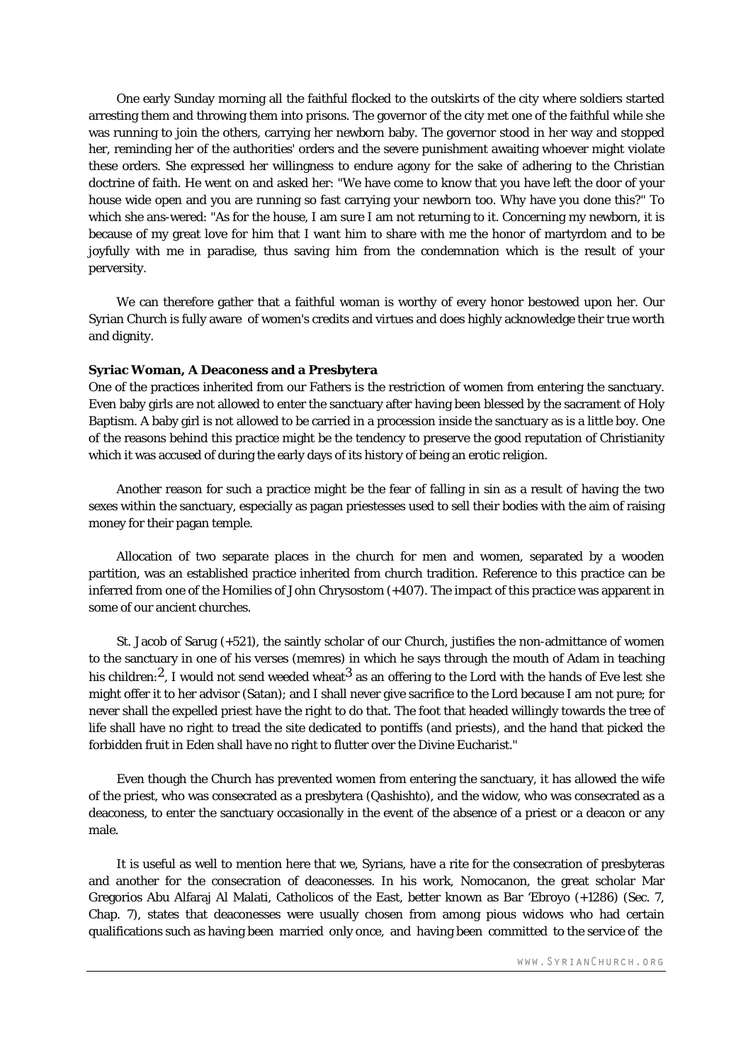One early Sunday morning all the faithful flocked to the outskirts of the city where soldiers started arresting them and throwing them into prisons. The governor of the city met one of the faithful while she was running to join the others, carrying her newborn baby. The governor stood in her way and stopped her, reminding her of the authorities' orders and the severe punishment awaiting whoever might violate these orders. She expressed her willingness to endure agony for the sake of adhering to the Christian doctrine of faith. He went on and asked her: "We have come to know that you have left the door of your house wide open and you are running so fast carrying your newborn too. Why have you done this?" To which she ans-wered: "As for the house, I am sure I am not returning to it. Concerning my newborn, it is because of my great love for him that I want him to share with me the honor of martyrdom and to be joyfully with me in paradise, thus saving him from the condemnation which is the result of your perversity.

We can therefore gather that a faithful woman is worthy of every honor bestowed upon her. Our Syrian Church is fully aware of women's credits and virtues and does highly acknowledge their true worth and dignity.

**Syriac Woman, A Deaconess and a Presbytera**

One of the practices inherited from our Fathers is the restriction of women from entering the sanctuary. Even baby girls are not allowed to enter the sanctuary after having been blessed by the sacrament of Holy Baptism. A baby girl is not allowed to be carried in a procession inside the sanctuary as is a little boy. One of the reasons behind this practice might be the tendency to preserve the good reputation of Christianity which it was accused of during the early days of its history of being an erotic religion.

Another reason for such a practice might be the fear of falling in sin as a result of having the two sexes within the sanctuary, especially as pagan priestesses used to sell their bodies with the aim of raising money for their pagan temple.

Allocation of two separate places in the church for men and women, separated by a wooden partition, was an established practice inherited from church tradition. Reference to this practice can be inferred from one of the Homilies of John Chrysostom (+407). The impact of this practice was apparent in some of our ancient churches.

St. Jacob of Sarug (+521), the saintly scholar of our Church, justifies the non-admittance of women to the sanctuary in one of his verses (memres) in which he says through the mouth of Adam in teaching his children:[2], I would not send weeded wheat[3] as an offering to the Lord with the hands of Eve lest she might offer it to her advisor (Satan); and I shall never give sacrifice to the Lord because I am not pure; for never shall the expelled priest have the right to do that. The foot that headed willingly towards the tree of life shall have no right to tread the site dedicated to pontiffs (and priests), and the hand that picked the forbidden fruit in Eden shall have no right to flutter over the Divine Eucharist."

Even though the Church has prevented women from entering the sanctuary, it has allowed the wife of the priest, who was consecrated as a presbytera (*Qashishto*), and the widow, who was consecrated as a deaconess, to enter the sanctuary occasionally in the event of the absence of a priest or a deacon or any male.

It is useful as well to mention here that we, Syrians, have a rite for the consecration of presbyteras and another for the consecration of deaconesses. In his work, Nomocanon, the great scholar Mar Gregorios Abu Alfaraj Al Malati, Catholicos of the East, better known as Bar 'Ebroyo (+1286) (Sec. 7, Chap. 7), states that deaconesses were usually chosen from among pious widows who had certain qualifications such as having been married only once, and having been committed to the service of the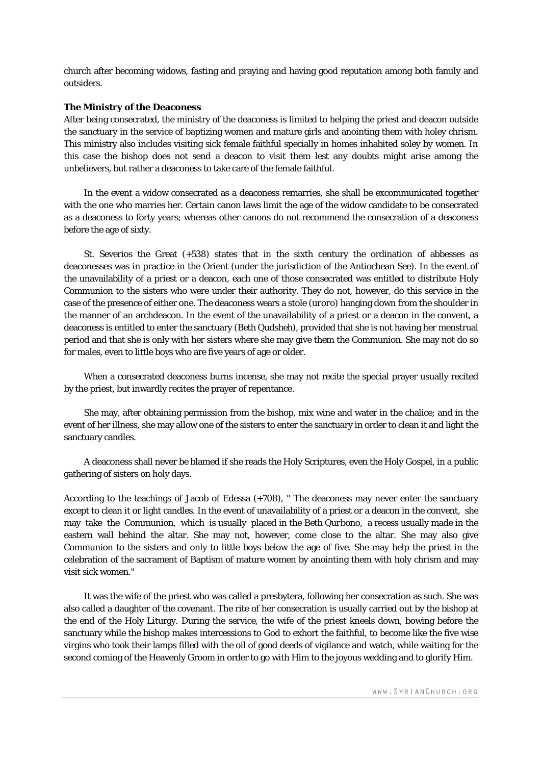church after becoming widows, fasting and praying and having good reputation among both family and outsiders.

**The Ministry of the Deaconess**

After being consecrated, the ministry of the deaconess is limited to helping the priest and deacon outside the sanctuary in the service of baptizing women and mature girls and anointing them with holey chrism. This ministry also includes visiting sick female faithful specially in homes inhabited soley by women. In this case the bishop does not send a deacon to visit them lest any doubts might arise among the unbelievers, but rather a deaconess to take care of the female faithful.

In the event a widow consecrated as a deaconess remarries, she shall be excommunicated together with the one who marries her. Certain canon laws limit the age of the widow candidate to be consecrated as a deaconess to forty years; whereas other canons do not recommend the consecration of a deaconess before the age of sixty.

St. Severios the Great (+538) states that in the sixth century the ordination of abbesses as deaconesses was in practice in the Orient (under the jurisdiction of the Antiochean See). In the event of the unavailability of a priest or a deacon, each one of those consecrated was entitled to distribute Holy Communion to the sisters who were under their authority. They do not, however, do this service in the case of the presence of either one. The deaconess wears a stole (*uroro*) hanging down from the shoulder in the manner of an archdeacon. In the event of the unavailability of a priest or a deacon in the convent, a deaconess is entitled to enter the sanctuary (Beth Qudsheh), provided that she is not having her menstrual period and that she is only with her sisters where she may give them the Communion. She may not do so for males, even to little boys who are five years of age or older.

When a consecrated deaconess burns incense, she may not recite the special prayer usually recited by the priest, but inwardly recites the prayer of repentance.

She may, after obtaining permission from the bishop, mix wine and water in the chalice; and in the event of her illness, she may allow one of the sisters to enter the sanctuary in order to clean it and light the sanctuary candles.

A deaconess shall never be blamed if she reads the Holy Scriptures, even the Holy Gospel, in a public gathering of sisters on holy days.

According to the teachings of Jacob of Edessa (+708), " The deaconess may never enter the sanctuary except to clean it or light candles. In the event of unavailability of a priest or a deacon in the convent, she may take the Communion, which is usually placed in the Beth Qurbono, a recess usually made in the eastern wall behind the altar. She may not, however, come close to the altar. She may also give Communion to the sisters and only to little boys below the age of five. She may help the priest in the celebration of the sacrament of Baptism of mature women by anointing them with holy chrism and may visit sick women."

It was the wife of the priest who was called a presbytera, following her consecration as such. She was also called a daughter of the covenant. The rite of her consecration is usually carried out by the bishop at the end of the Holy Liturgy. During the service, the wife of the priest kneels down, bowing before the sanctuary while the bishop makes intercessions to God to exhort the faithful, to become like the five wise virgins who took their lamps filled with the oil of good deeds of vigilance and watch, while waiting for the second coming of the Heavenly Groom in order to go with Him to the joyous wedding and to glorify Him.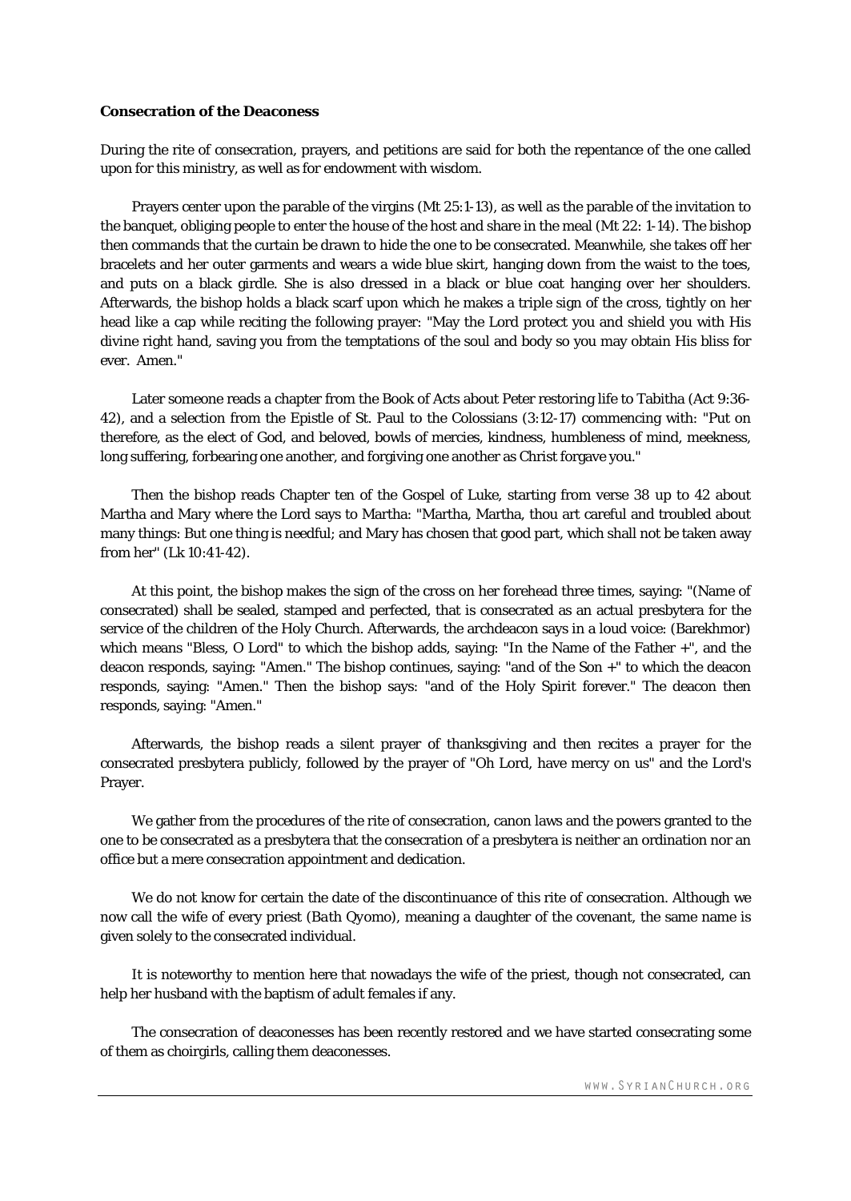**Consecration of the Deaconess**

During the rite of consecration, prayers, and petitions are said for both the repentance of the one called upon for this ministry, as well as for endowment with wisdom.

Prayers center upon the parable of the virgins (Mt 25:1-13), as well as the parable of the invitation to the banquet, obliging people to enter the house of the host and share in the meal (Mt 22: 1-14). The bishop then commands that the curtain be drawn to hide the one to be consecrated. Meanwhile, she takes off her bracelets and her outer garments and wears a wide blue skirt, hanging down from the waist to the toes, and puts on a black girdle. She is also dressed in a black or blue coat hanging over her shoulders. Afterwards, the bishop holds a black scarf upon which he makes a triple sign of the cross, tightly on her head like a cap while reciting the following prayer: "May the Lord protect you and shield you with His divine right hand, saving you from the temptations of the soul and body so you may obtain His bliss for ever. Amen."

Later someone reads a chapter from the Book of Acts about Peter restoring life to Tabitha (Act 9:36-42), and a selection from the Epistle of St. Paul to the Colossians (3:12-17) commencing with: "Put on therefore, as the elect of God, and beloved, bowls of mercies, kindness, humbleness of mind, meekness, long suffering, forbearing one another, and forgiving one another as Christ forgave you."

Then the bishop reads Chapter ten of the Gospel of Luke, starting from verse 38 up to 42 about Martha and Mary where the Lord says to Martha: "Martha, Martha, thou art careful and troubled about many things: But one thing is needful; and Mary has chosen that good part, which shall not be taken away from her" (Lk 10:41-42).

At this point, the bishop makes the sign of the cross on her forehead three times, saying: "(Name of consecrated) shall be sealed, stamped and perfected, that is consecrated as an actual presbytera for the service of the children of the Holy Church. Afterwards, the archdeacon says in a loud voice: (Barekhmor) which means "Bless, O Lord" to which the bishop adds, saying: "In the Name of the Father +", and the deacon responds, saying: "Amen." The bishop continues, saying: "and of the Son +" to which the deacon responds, saying: "Amen." Then the bishop says: "and of the Holy Spirit forever." The deacon then responds, saying: "Amen."

Afterwards, the bishop reads a silent prayer of thanksgiving and then recites a prayer for the consecrated presbytera publicly, followed by the prayer of "Oh Lord, have mercy on us" and the Lord's Prayer.

We gather from the procedures of the rite of consecration, canon laws and the powers granted to the one to be consecrated as a presbytera that the consecration of a presbytera is neither an ordination nor an office but a mere consecration appointment and dedication.

We do not know for certain the date of the discontinuance of this rite of consecration. Although we now call the wife of every priest (*Bath Qyomo*), meaning a daughter of the covenant, the same name is given solely to the consecrated individual.

It is noteworthy to mention here that nowadays the wife of the priest, though not consecrated, can help her husband with the baptism of adult females if any.

The consecration of deaconesses has been recently restored and we have started consecrating some of them as choirgirls, calling them deaconesses.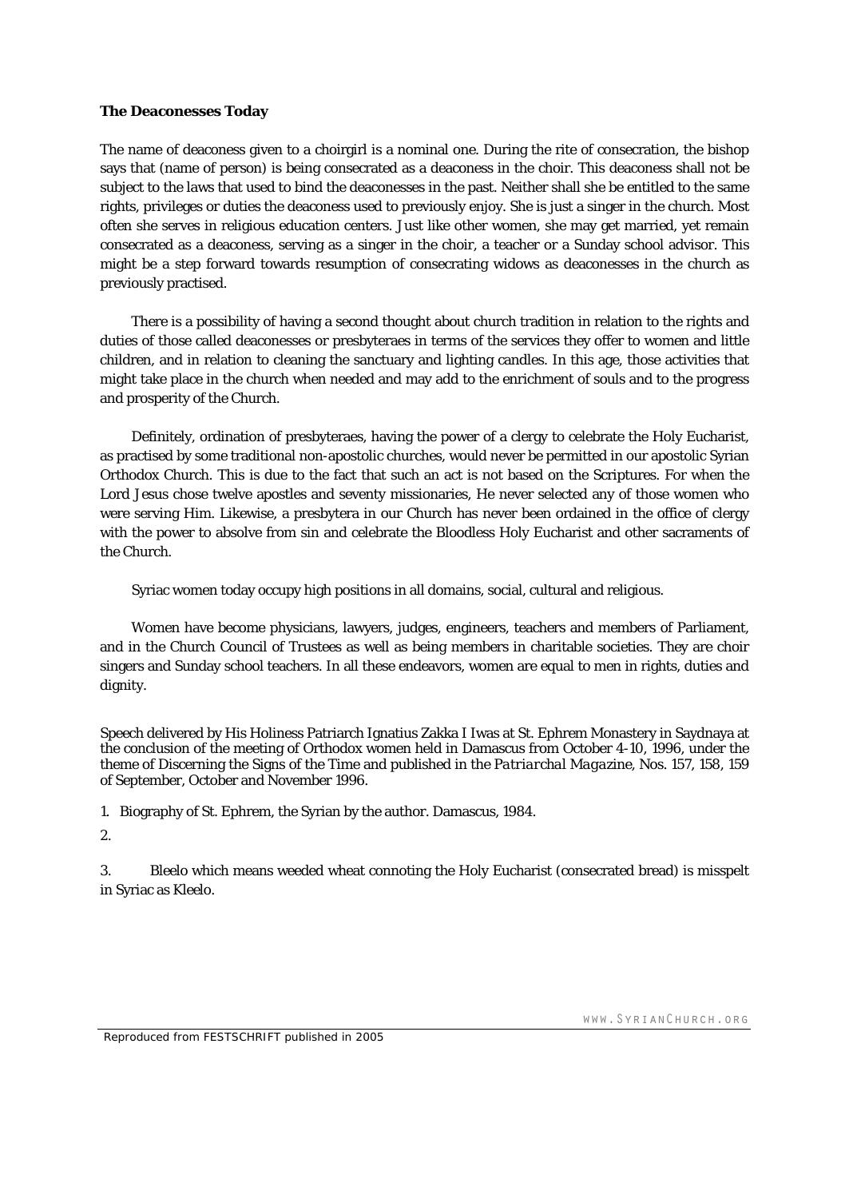**The Deaconesses Today**

The name of deaconess given to a choirgirl is a nominal one. During the rite of consecration, the bishop says that (name of person) is being consecrated as a deaconess in the choir. This deaconess shall not be subject to the laws that used to bind the deaconesses in the past. Neither shall she be entitled to the same rights, privileges or duties the deaconess used to previously enjoy. She is just a singer in the church. Most often she serves in religious education centers. Just like other women, she may get married, yet remain consecrated as a deaconess, serving as a singer in the choir, a teacher or a Sunday school advisor. This might be a step forward towards resumption of consecrating widows as deaconesses in the church as previously practised.

There is a possibility of having a second thought about church tradition in relation to the rights and duties of those called deaconesses or presbyteraes in terms of the services they offer to women and little children, and in relation to cleaning the sanctuary and lighting candles. In this age, those activities that might take place in the church when needed and may add to the enrichment of souls and to the progress and prosperity of the Church.

Definitely, ordination of presbyteraes, having the power of a clergy to celebrate the Holy Eucharist, as practised by some traditional non-apostolic churches, would never be permitted in our apostolic Syrian Orthodox Church. This is due to the fact that such an act is not based on the Scriptures. For when the Lord Jesus chose twelve apostles and seventy missionaries, He never selected any of those women who were serving Him. Likewise, a presbytera in our Church has never been ordained in the office of clergy with the power to absolve from sin and celebrate the Bloodless Holy Eucharist and other sacraments of the Church.

Syriac women today occupy high positions in all domains, social, cultural and religious.

Women have become physicians, lawyers, judges, engineers, teachers and members of Parliament, and in the Church Council of Trustees as well as being members in charitable societies. They are choir singers and Sunday school teachers. In all these endeavors, women are equal to men in rights, duties and dignity.

Speech delivered by His Holiness Patriarch Ignatius Zakka I Iwas at St. Ephrem Monastery in Saydnaya at the conclusion of the meeting of Orthodox women held in Damascus from October 4-10, 1996, under the theme of Discerning the Signs of the Time and published in the *Patriarchal Magazine*, Nos. 157, 158, 159 of September, October and November 1996.

1. Biography of St. Ephrem, the Syrian by the author. Damascus, 1984.

2.

3. Bleelo which means weeded wheat connoting the Holy Eucharist (consecrated bread) is misspelt in Syriac as Kleelo.

Reproduced from FESTSCHRIFT published in 2005